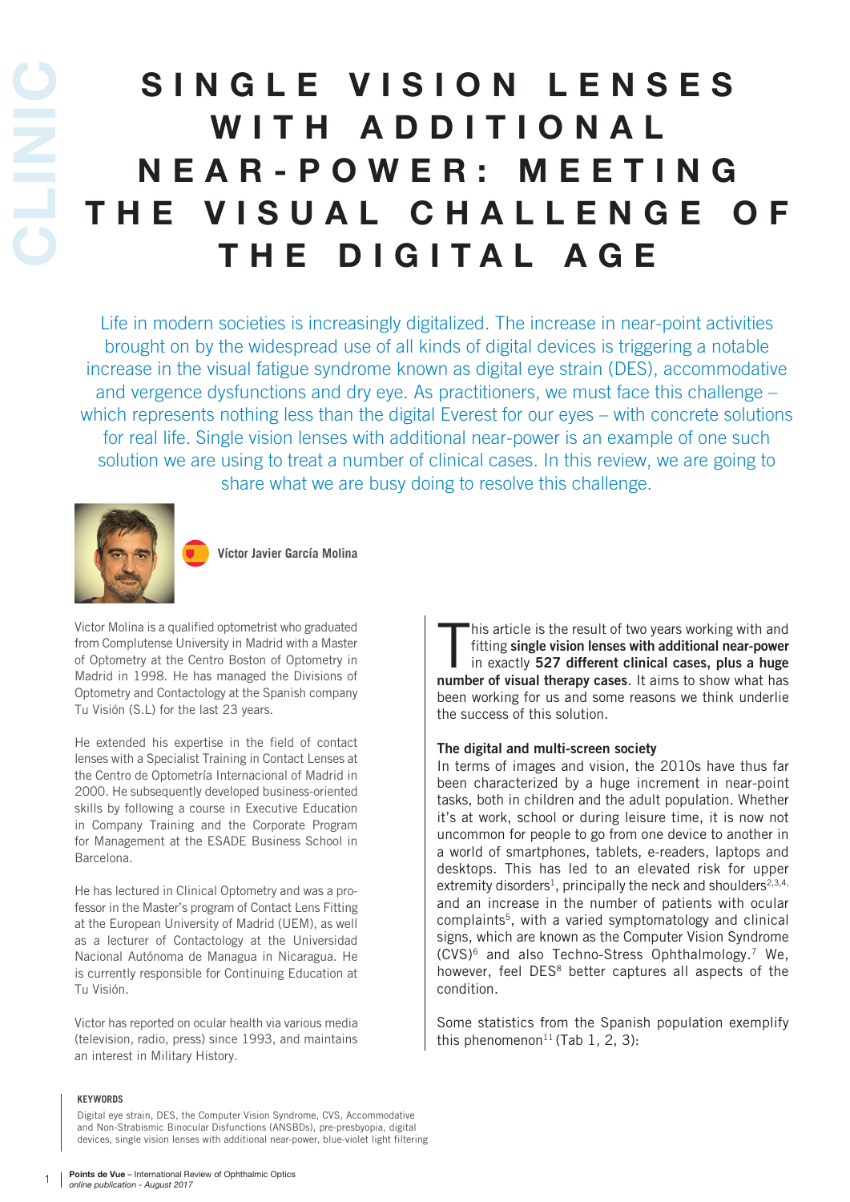CLINIC

# SINGLE VISION LENSES WITH ADDITIONAL NEAR-POWER: MEETING THE VISUAL CHALLENGE OF THE DIGITAL AGE

Life in modern societies is increasingly digitalized. The increase in near-point activities brought on by the widespread use of all kinds of digital devices is triggering a notable increase in the visual fatigue syndrome known as digital eye strain (DES), accommodative and vergence dysfunctions and dry eye. As practitioners, we must face this challenge – which represents nothing less than the digital Everest for our eyes – with concrete solutions for real life. Single vision lenses with additional near-power is an example of one such solution we are using to treat a number of clinical cases. In this review, we are going to share what we are busy doing to resolve this challenge.

**Víctor Javier García Molina**

Victor Molina is a qualified optometrist who graduated from Complutense University in Madrid with a Master of Optometry at the Centro Boston of Optometry in Madrid in 1998. He has managed the Divisions of Optometry and Contactology at the Spanish company Tu Visión (S.L) for the last 23 years.

He extended his expertise in the field of contact lenses with a Specialist Training in Contact Lenses at the Centro de Optometría Internacional of Madrid in 2000. He subsequently developed business-oriented skills by following a course in Executive Education in Company Training and the Corporate Program for Management at the ESADE Business School in Barcelona.

He has lectured in Clinical Optometry and was a professor in the Master's program of Contact Lens Fitting at the European University of Madrid (UEM), as well as a lecturer of Contactology at the Universidad Nacional Autónoma de Managua in Nicaragua. He is currently responsible for Continuing Education at Tu Visión.

Victor has reported on ocular health via various media (television, radio, press) since 1993, and maintains an interest in Military History.

**KEYWORDS**

Digital eye strain, DES, the Computer Vision Syndrome, CVS, Accommodative and Non-Strabismic Binocular Disfunctions (ANSBDs), pre-presbyopia, digital devices, single vision lenses with additional near-power, blue-violet light filtering

This article is the result of two years working with and fitting **single vision lenses with additional near-power** in exactly **527 different clinical cases, plus a huge number of visual therapy cases**. It aims to show what has been working for us and some reasons we think underlie the success of this solution.

### The digital and multi-screen society

In terms of images and vision, the 2010s have thus far been characterized by a huge increment in near-point tasks, both in children and the adult population. Whether it's at work, school or during leisure time, it is now not uncommon for people to go from one device to another in a world of smartphones, tablets, e-readers, laptops and desktops. This has led to an elevated risk for upper extremity disorders[1], principally the neck and shoulders[2,3,4,] and an increase in the number of patients with ocular complaints[5], with a varied symptomatology and clinical signs, which are known as the Computer Vision Syndrome (CVS)[6] and also Techno-Stress Ophthalmology.[7] We, however, feel DES[8] better captures all aspects of the condition.

Some statistics from the Spanish population exemplify this phenomenon[11] (Tab 1, 2, 3):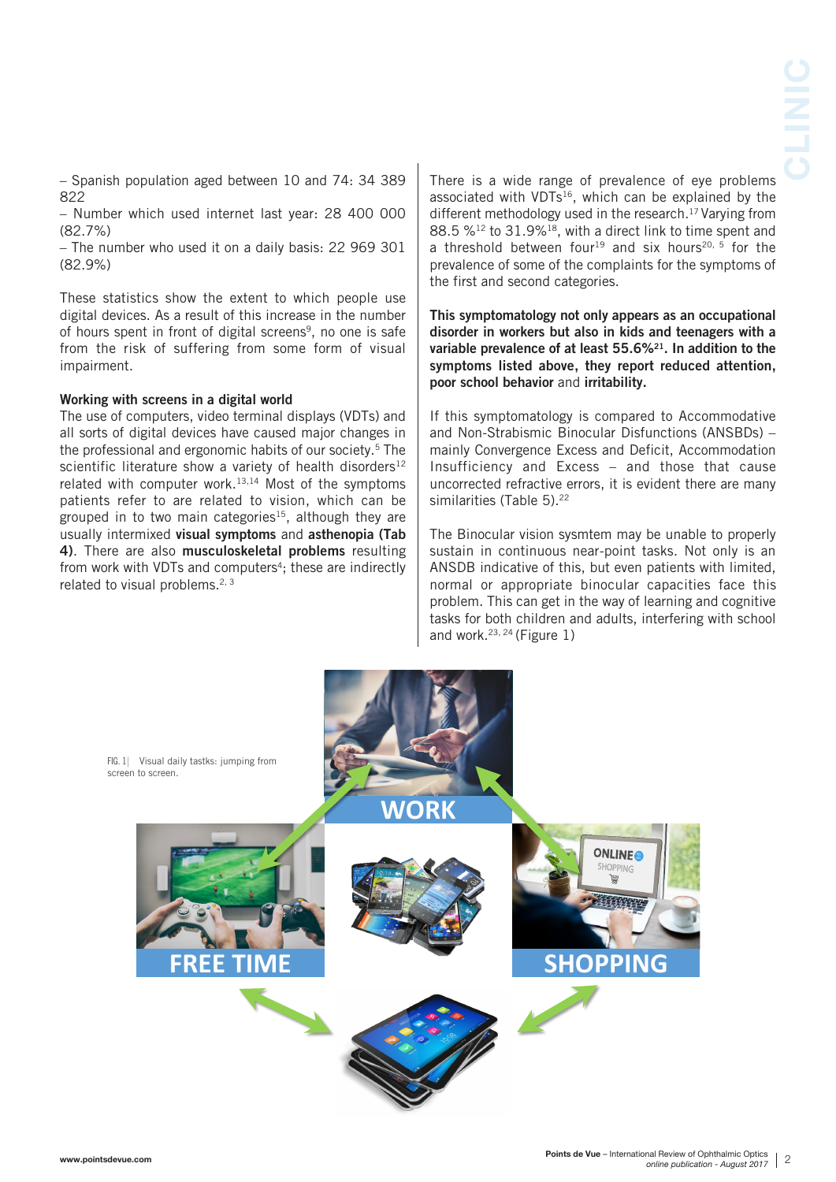– Spanish population aged between 10 and 74: 34 389 822
– Number which used internet last year: 28 400 000 (82.7%)
– The number who used it on a daily basis: 22 969 301 (82.9%)

These statistics show the extent to which people use digital devices. As a result of this increase in the number of hours spent in front of digital screens[9], no one is safe from the risk of suffering from some form of visual impairment.

**Working with screens in a digital world**

The use of computers, video terminal displays (VDTs) and all sorts of digital devices have caused major changes in the professional and ergonomic habits of our society.[5] The scientific literature show a variety of health disorders[12] related with computer work.[13,14] Most of the symptoms patients refer to are related to vision, which can be grouped in to two main categories[15], although they are usually intermixed **visual symptoms** and **asthenopia (Tab 4)**. There are also **musculoskeletal problems** resulting from work with VDTs and computers[4]; these are indirectly related to visual problems.[2, 3]

There is a wide range of prevalence of eye problems associated with VDTs[16], which can be explained by the different methodology used in the research.[17] Varying from 88.5 %[12] to 31.9%[18], with a direct link to time spent and a threshold between four[19] and six hours[20, 5] for the prevalence of some of the complaints for the symptoms of the first and second categories.

**This symptomatology not only appears as an occupational disorder in workers but also in kids and teenagers with a variable prevalence of at least 55.6%[21]. In addition to the symptoms listed above, they report reduced attention, poor school behavior** and **irritability.**

If this symptomatology is compared to Accommodative and Non-Strabismic Binocular Disfunctions (ANSBDs) – mainly Convergence Excess and Deficit, Accommodation Insufficiency and Excess – and those that cause uncorrected refractive errors, it is evident there are many similarities (Table 5).[22]

The Binocular vision sysmtem may be unable to properly sustain in continuous near-point tasks. Not only is an ANSDB indicative of this, but even patients with limited, normal or appropriate binocular capacities face this problem. This can get in the way of learning and cognitive tasks for both children and adults, interfering with school and work.[23, 24] (Figure 1)

FIG. 1| Visual daily tastks: jumping from screen to screen.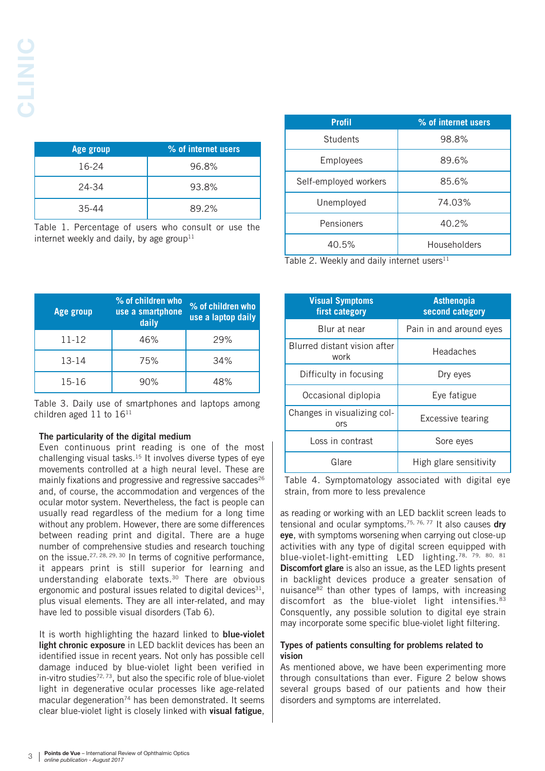| Age group | % of internet users |
|---|---|
| 16-24 | 96.8% |
| 24-34 | 93.8% |
| 35-44 | 89.2% |

Table 1. Percentage of users who consult or use the internet weekly and daily, by age group[11]

| Profil | % of internet users |
|---|---|
| Students | 98.8% |
| Employees | 89.6% |
| Self-employed workers | 85.6% |
| Unemployed | 74.03% |
| Pensioners | 40.2% |
| 40.5% | Householders |

Table 2. Weekly and daily internet users[11]

| Age group | % of children who use a smartphone daily | % of children who use a laptop daily |
|---|---|---|
| 11-12 | 46% | 29% |
| 13-14 | 75% | 34% |
| 15-16 | 90% | 48% |

Table 3. Daily use of smartphones and laptops among children aged 11 to 16[11]

| Visual Symptoms first category | Asthenopia second category |
|---|---|
| Blur at near | Pain in and around eyes |
| Blurred distant vision after work | Headaches |
| Difficulty in focusing | Dry eyes |
| Occasional diplopia | Eye fatigue |
| Changes in visualizing colors | Excessive tearing |
| Loss in contrast | Sore eyes |
| Glare | High glare sensitivity |

Table 4. Symptomatology associated with digital eye strain, from more to less prevalence

### The particularity of the digital medium

Even continuous print reading is one of the most challenging visual tasks.[15] It involves diverse types of eye movements controlled at a high neural level. These are mainly fixations and progressive and regressive saccades[26] and, of course, the accommodation and vergences of the ocular motor system. Nevertheless, the fact is people can usually read regardless of the medium for a long time without any problem. However, there are some differences between reading print and digital. There are a huge number of comprehensive studies and research touching on the issue.[27, 28, 29, 30] In terms of cognitive performance, it appears print is still superior for learning and understanding elaborate texts.[30] There are obvious ergonomic and postural issues related to digital devices[31], plus visual elements. They are all inter-related, and may have led to possible visual disorders (Tab 6).

It is worth highlighting the hazard linked to **blue-violet light chronic exposure** in LED backlit devices has been an identified issue in recent years. Not only has possible cell damage induced by blue-violet light been verified in in-vitro studies[72, 73], but also the specific role of blue-violet light in degenerative ocular processes like age-related macular degeneration[74] has been demonstrated. It seems clear blue-violet light is closely linked with **visual fatigue**, as reading or working with an LED backlit screen leads to tensional and ocular symptoms.[75, 76, 77] It also causes **dry eye**, with symptoms worsening when carrying out close-up activities with any type of digital screen equipped with blue-violet-light-emitting LED lighting.[78, 79, 80, 81] **Discomfort glare** is also an issue, as the LED lights present in backlight devices produce a greater sensation of nuisance[82] than other types of lamps, with increasing discomfort as the blue-violet light intensifies.[83] Consquently, any possible solution to digital eye strain may incorporate some specific blue-violet light filtering.

### Types of patients consulting for problems related to vision

As mentioned above, we have been experimenting more through consultations than ever. Figure 2 below shows several groups based of our patients and how their disorders and symptoms are interrelated.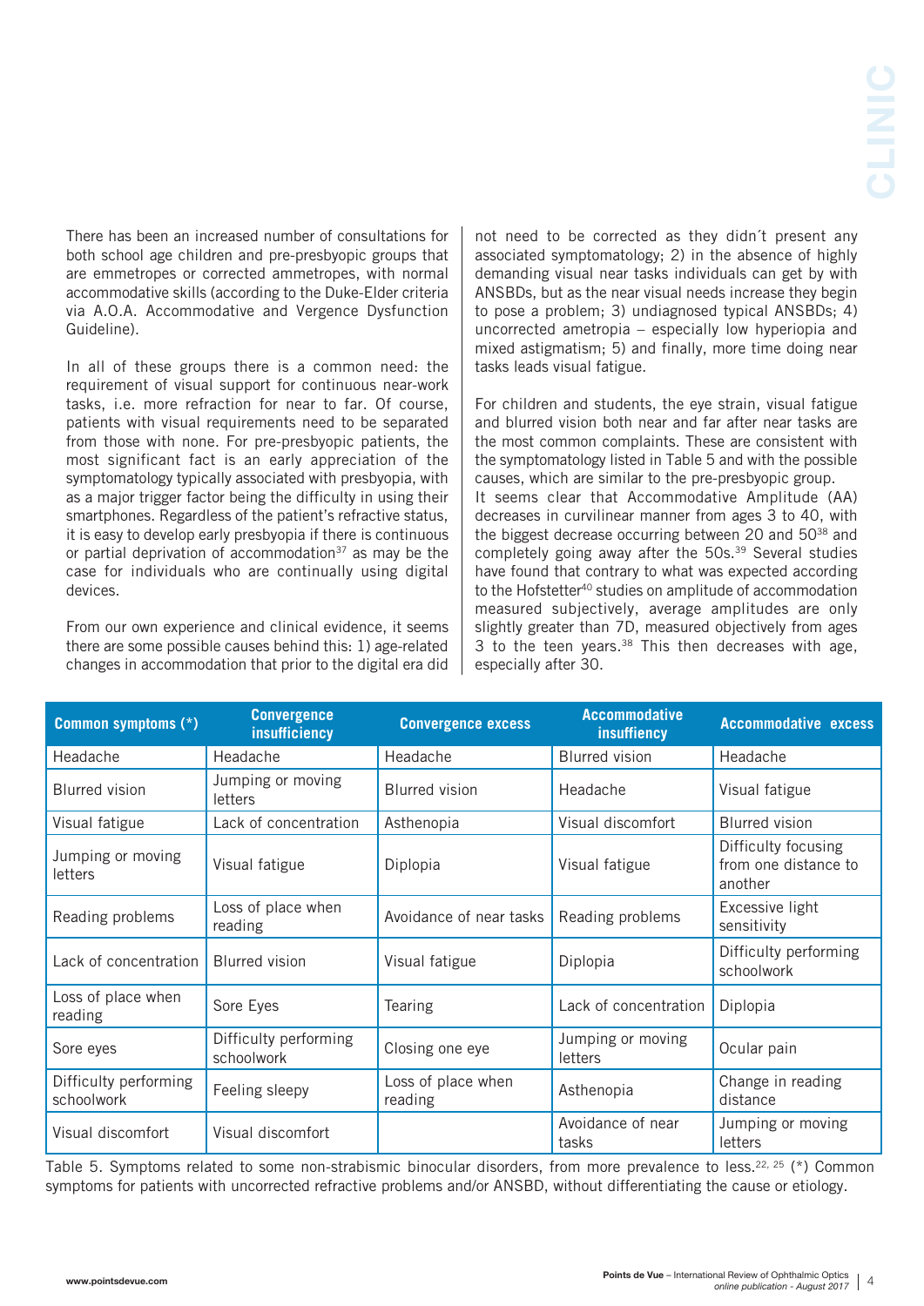There has been an increased number of consultations for both school age children and pre-presbyopic groups that are emmetropes or corrected ammetropes, with normal accommodative skills (according to the Duke-Elder criteria via A.O.A. Accommodative and Vergence Dysfunction Guideline).

In all of these groups there is a common need: the requirement of visual support for continuous near-work tasks, i.e. more refraction for near to far. Of course, patients with visual requirements need to be separated from those with none. For pre-presbyopic patients, the most significant fact is an early appreciation of the symptomatology typically associated with presbyopia, with as a major trigger factor being the difficulty in using their smartphones. Regardless of the patient's refractive status, it is easy to develop early presbyopia if there is continuous or partial deprivation of accommodation[37] as may be the case for individuals who are continually using digital devices.

From our own experience and clinical evidence, it seems there are some possible causes behind this: 1) age-related changes in accommodation that prior to the digital era did not need to be corrected as they didn´t present any associated symptomatology; 2) in the absence of highly demanding visual near tasks individuals can get by with ANSBDs, but as the near visual needs increase they begin to pose a problem; 3) undiagnosed typical ANSBDs; 4) uncorrected ametropia – especially low hyperiopia and mixed astigmatism; 5) and finally, more time doing near tasks leads visual fatigue.

For children and students, the eye strain, visual fatigue and blurred vision both near and far after near tasks are the most common complaints. These are consistent with the symptomatology listed in Table 5 and with the possible causes, which are similar to the pre-presbyopic group.
It seems clear that Accommodative Amplitude (AA) decreases in curvilinear manner from ages 3 to 40, with the biggest decrease occurring between 20 and 50[38] and completely going away after the 50s.[39] Several studies have found that contrary to what was expected according to the Hofstetter[40] studies on amplitude of accommodation measured subjectively, average amplitudes are only slightly greater than 7D, measured objectively from ages 3 to the teen years.[38] This then decreases with age, especially after 30.

| Common symptoms (*) | Convergence insufficiency | Convergence excess | Accommodative insuffiency | Accommodative excess |
|---|---|---|---|---|
| Headache | Headache | Headache | Blurred vision | Headache |
| Blurred vision | Jumping or moving letters | Blurred vision | Headache | Visual fatigue |
| Visual fatigue | Lack of concentration | Asthenopia | Visual discomfort | Blurred vision |
| Jumping or moving letters | Visual fatigue | Diplopia | Visual fatigue | Difficulty focusing from one distance to another |
| Reading problems | Loss of place when reading | Avoidance of near tasks | Reading problems | Excessive light sensitivity |
| Lack of concentration | Blurred vision | Visual fatigue | Diplopia | Difficulty performing schoolwork |
| Loss of place when reading | Sore Eyes | Tearing | Lack of concentration | Diplopia |
| Sore eyes | Difficulty performing schoolwork | Closing one eye | Jumping or moving letters | Ocular pain |
| Difficulty performing schoolwork | Feeling sleepy | Loss of place when reading | Asthenopia | Change in reading distance |
| Visual discomfort | Visual discomfort | | Avoidance of near tasks | Jumping or moving letters |

Table 5. Symptoms related to some non-strabismic binocular disorders, from more prevalence to less.[22, 25] (*) Common symptoms for patients with uncorrected refractive problems and/or ANSBD, without differentiating the cause or etiology.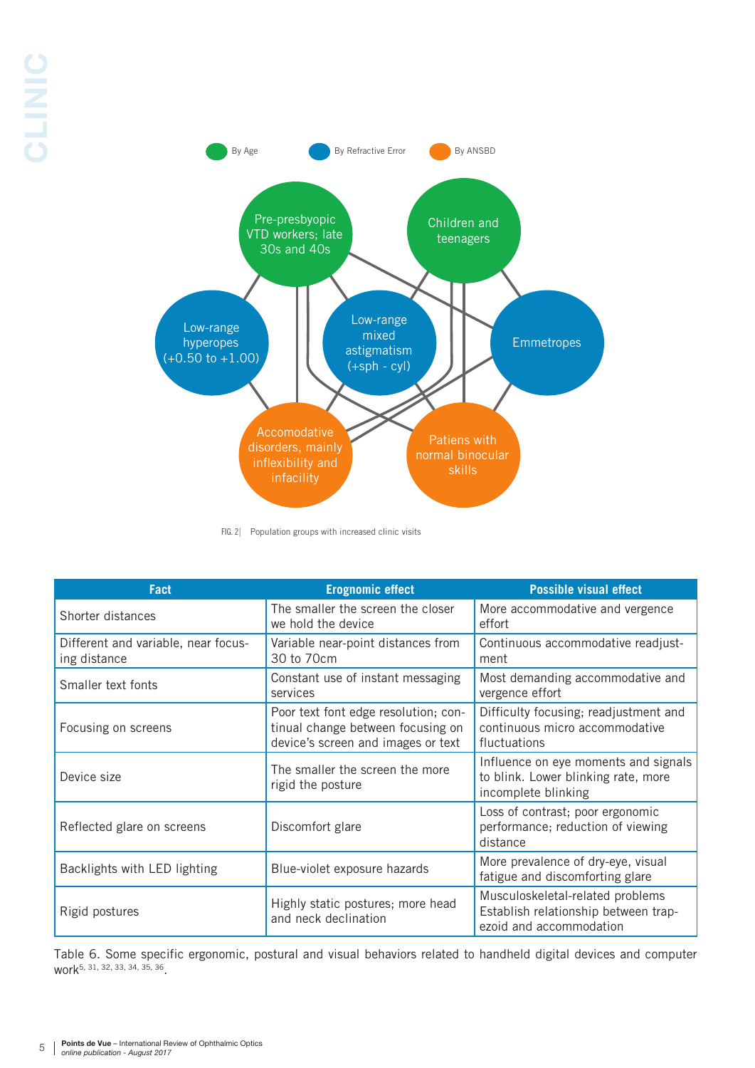By Age

By Refractive Error

By ANSBD

Pre-presbyopic VTD workers; late 30s and 40s

Children and teenagers

Low-range hyperopes (+0.50 to +1.00)

Low-range mixed astigmatism (+sph - cyl)

Emmetropes

Accomodative disorders, mainly inflexibility and infacility

Patiens with normal binocular skills

FIG. 2| Population groups with increased clinic visits

| Fact | Erognomic effect | Possible visual effect |
|---|---|---|
| Shorter distances | The smaller the screen the closer we hold the device | More accommodative and vergence effort |
| Different and variable, near focusing distance | Variable near-point distances from 30 to 70cm | Continuous accommodative readjustment |
| Smaller text fonts | Constant use of instant messaging services | Most demanding accommodative and vergence effort |
| Focusing on screens | Poor text font edge resolution; continual change between focusing on device's screen and images or text | Difficulty focusing; readjustment and continuous micro accommodative fluctuations |
| Device size | The smaller the screen the more rigid the posture | Influence on eye moments and signals to blink. Lower blinking rate, more incomplete blinking |
| Reflected glare on screens | Discomfort glare | Loss of contrast; poor ergonomic performance; reduction of viewing distance |
| Backlights with LED lighting | Blue-violet exposure hazards | More prevalence of dry-eye, visual fatigue and discomforting glare |
| Rigid postures | Highly static postures; more head and neck declination | Musculoskeletal-related problems Establish relationship between trapezoid and accommodation |

Table 6. Some specific ergonomic, postural and visual behaviors related to handheld digital devices and computer work[5, 31, 32, 33, 34, 35, 36].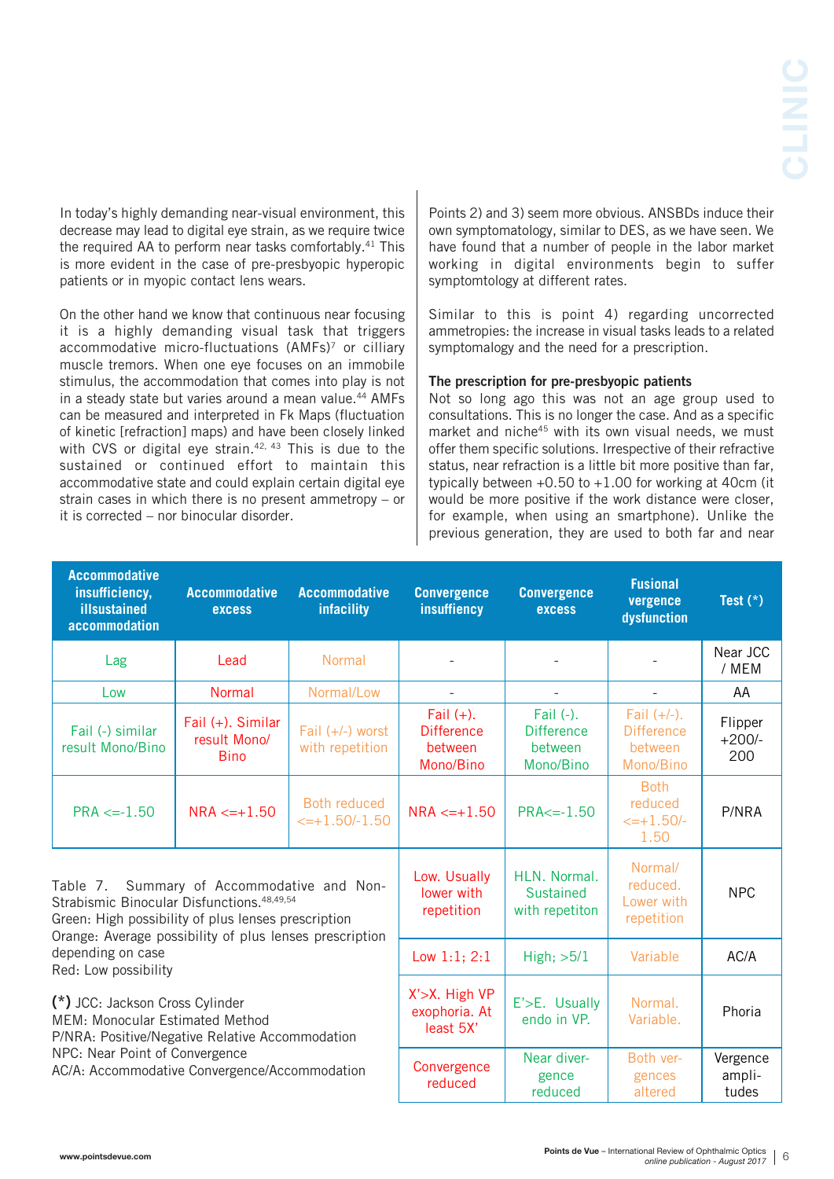In today's highly demanding near-visual environment, this decrease may lead to digital eye strain, as we require twice the required AA to perform near tasks comfortably.[41] This is more evident in the case of pre-presbyopic hyperopic patients or in myopic contact lens wears.

On the other hand we know that continuous near focusing it is a highly demanding visual task that triggers accommodative micro-fluctuations (AMFs)[7] or cilliary muscle tremors. When one eye focuses on an immobile stimulus, the accommodation that comes into play is not in a steady state but varies around a mean value.[44] AMFs can be measured and interpreted in Fk Maps (fluctuation of kinetic [refraction] maps) and have been closely linked with CVS or digital eye strain.[42, 43] This is due to the sustained or continued effort to maintain this accommodative state and could explain certain digital eye strain cases in which there is no present ammetropy – or it is corrected – nor binocular disorder.

Points 2) and 3) seem more obvious. ANSBDs induce their own symptomatology, similar to DES, as we have seen. We have found that a number of people in the labor market working in digital environments begin to suffer symptomtology at different rates.

Similar to this is point 4) regarding uncorrected ammetropies: the increase in visual tasks leads to a related symptomalogy and the need for a prescription.

**The prescription for pre-presbyopic patients**

Not so long ago this was not an age group used to consultations. This is no longer the case. And as a specific market and niche[45] with its own visual needs, we must offer them specific solutions. Irrespective of their refractive status, near refraction is a little bit more positive than far, typically between +0.50 to +1.00 for working at 40cm (it would be more positive if the work distance were closer, for example, when using an smartphone). Unlike the previous generation, they are used to both far and near

| Accommodative insufficiency, illsustained accommodation | Accommodative excess | Accommodative infacility | Convergence insuffiency | Convergence excess | Fusional vergence dysfunction | Test (*) |
|---|---|---|---|---|---|---|
| Lag | Lead | Normal | - | - | - | Near JCC / MEM |
| Low | Normal | Normal/Low | - | - | - | AA |
| Fail (-) similar result Mono/Bino | Fail (+). Similar result Mono/ Bino | Fail (+/-) worst with repetition | Fail (+). Difference between Mono/Bino | Fail (-). Difference between Mono/Bino | Fail (+/-). Difference between Mono/Bino | Flipper +200/-200 |
| PRA <=-1.50 | NRA <=+1.50 | Both reduced <=+1.50/-1.50 | NRA <=+1.50 | PRA<=-1.50 | Both reduced <=+1.50/-1.50 | P/NRA |
| | | | Low. Usually lower with repetition | HLN. Normal. Sustained with repetiton | Normal/ reduced. Lower with repetition | NPC |
| | | | Low 1:1; 2:1 | High; >5/1 | Variable | AC/A |
| | | | X'>X. High VP exophoria. At least 5X' | E'>E. Usually endo in VP. | Normal. Variable. | Phoria |
| | | | Convergence reduced | Near divergence reduced | Both vergences altered | Vergence amplitudes |

Table 7. Summary of Accommodative and Non-Strabismic Binocular Disfunctions.[48,49,54]
Green: High possibility of plus lenses prescription
Orange: Average possibility of plus lenses prescription depending on case
Red: Low possibility

**(*)** JCC: Jackson Cross Cylinder
MEM: Monocular Estimated Method
P/NRA: Positive/Negative Relative Accommodation
NPC: Near Point of Convergence
AC/A: Accommodative Convergence/Accommodation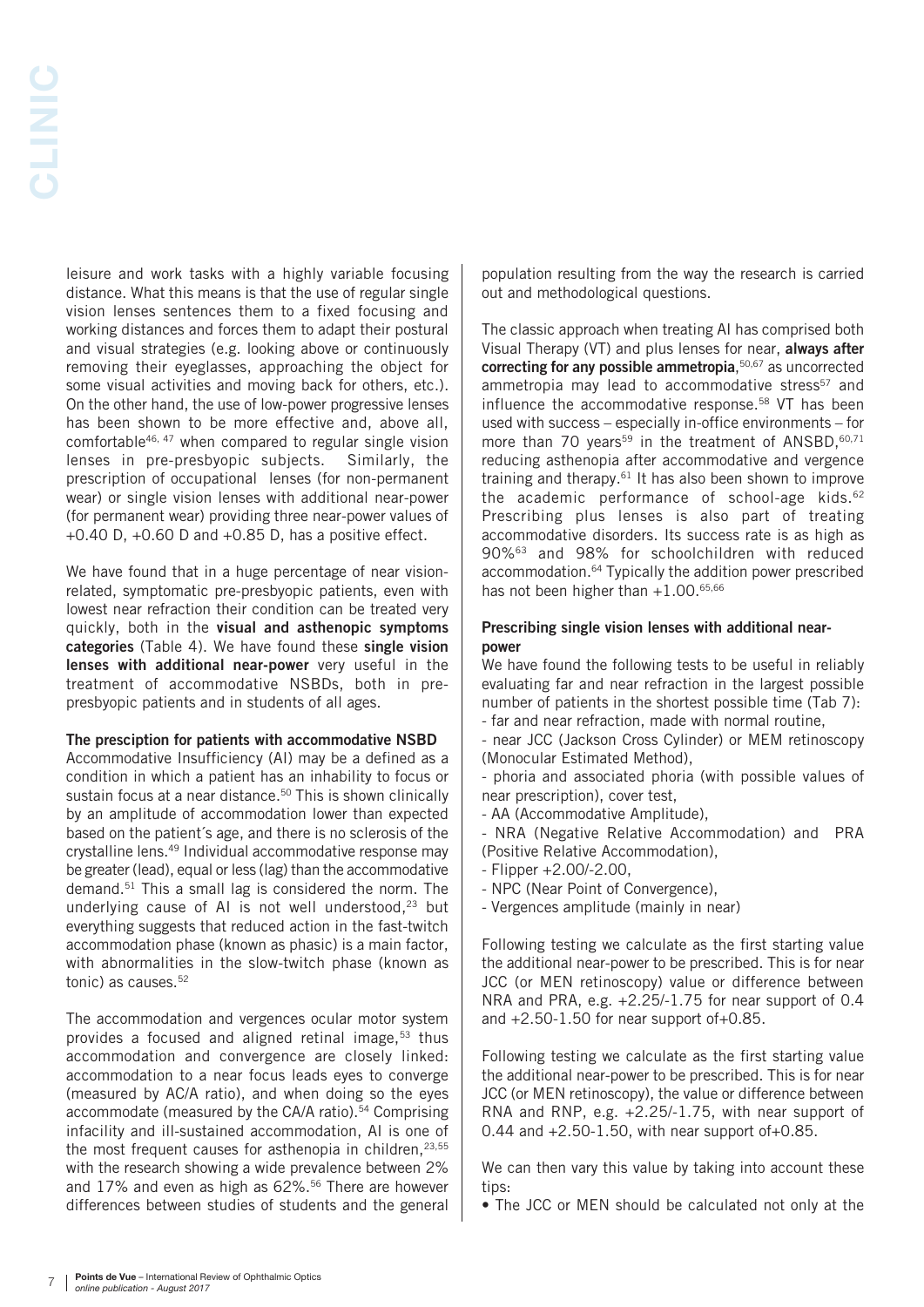leisure and work tasks with a highly variable focusing distance. What this means is that the use of regular single vision lenses sentences them to a fixed focusing and working distances and forces them to adapt their postural and visual strategies (e.g. looking above or continuously removing their eyeglasses, approaching the object for some visual activities and moving back for others, etc.). On the other hand, the use of low-power progressive lenses has been shown to be more effective and, above all, comfortable[46, 47] when compared to regular single vision lenses in pre-presbyopic subjects. Similarly, the prescription of occupational lenses (for non-permanent wear) or single vision lenses with additional near-power (for permanent wear) providing three near-power values of +0.40 D, +0.60 D and +0.85 D, has a positive effect.

We have found that in a huge percentage of near vision-related, symptomatic pre-presbyopic patients, even with lowest near refraction their condition can be treated very quickly, both in the **visual and asthenopic symptoms categories** (Table 4). We have found these **single vision lenses with additional near-power** very useful in the treatment of accommodative NSBDs, both in pre-presbyopic patients and in students of all ages.

**The presciption for patients with accommodative NSBD**

Accommodative Insufficiency (AI) may be a defined as a condition in which a patient has an inhability to focus or sustain focus at a near distance.[50] This is shown clinically by an amplitude of accommodation lower than expected based on the patient´s age, and there is no sclerosis of the crystalline lens.[49] Individual accommodative response may be greater (lead), equal or less (lag) than the accommodative demand.[51] This a small lag is considered the norm. The underlying cause of AI is not well understood,[23] but everything suggests that reduced action in the fast-twitch accommodation phase (known as phasic) is a main factor, with abnormalities in the slow-twitch phase (known as tonic) as causes.[52]

The accommodation and vergences ocular motor system provides a focused and aligned retinal image,[53] thus accommodation and convergence are closely linked: accommodation to a near focus leads eyes to converge (measured by AC/A ratio), and when doing so the eyes accommodate (measured by the CA/A ratio).[54] Comprising infacility and ill-sustained accommodation, AI is one of the most frequent causes for asthenopia in children,[23,55] with the research showing a wide prevalence between 2% and 17% and even as high as 62%.[56] There are however differences between studies of students and the general population resulting from the way the research is carried out and methodological questions.

The classic approach when treating AI has comprised both Visual Therapy (VT) and plus lenses for near, **always after correcting for any possible ammetropia**,[50,67] as uncorrected ammetropia may lead to accommodative stress[57] and influence the accommodative response.[58] VT has been used with success – especially in-office environments – for more than 70 years[59] in the treatment of ANSBD,[60,71] reducing asthenopia after accommodative and vergence training and therapy.[61] It has also been shown to improve the academic performance of school-age kids.[62] Prescribing plus lenses is also part of treating accommodative disorders. Its success rate is as high as 90%[63] and 98% for schoolchildren with reduced accommodation.[64] Typically the addition power prescribed has not been higher than +1.00.[65,66]

**Prescribing single vision lenses with additional near-power**

We have found the following tests to be useful in reliably evaluating far and near refraction in the largest possible number of patients in the shortest possible time (Tab 7):

- far and near refraction, made with normal routine,
- near JCC (Jackson Cross Cylinder) or MEM retinoscopy (Monocular Estimated Method),
- phoria and associated phoria (with possible values of near prescription), cover test,
- AA (Accommodative Amplitude),
- NRA (Negative Relative Accommodation) and PRA (Positive Relative Accommodation),
- Flipper +2.00/-2.00,
- NPC (Near Point of Convergence),
- Vergences amplitude (mainly in near)

Following testing we calculate as the first starting value the additional near-power to be prescribed. This is for near JCC (or MEN retinoscopy) value or difference between NRA and PRA, e.g. +2.25/-1.75 for near support of 0.4 and +2.50-1.50 for near support of+0.85.

Following testing we calculate as the first starting value the additional near-power to be prescribed. This is for near JCC (or MEN retinoscopy), the value or difference between RNA and RNP, e.g. +2.25/-1.75, with near support of 0.44 and +2.50-1.50, with near support of+0.85.

We can then vary this value by taking into account these tips:

- The JCC or MEN should be calculated not only at the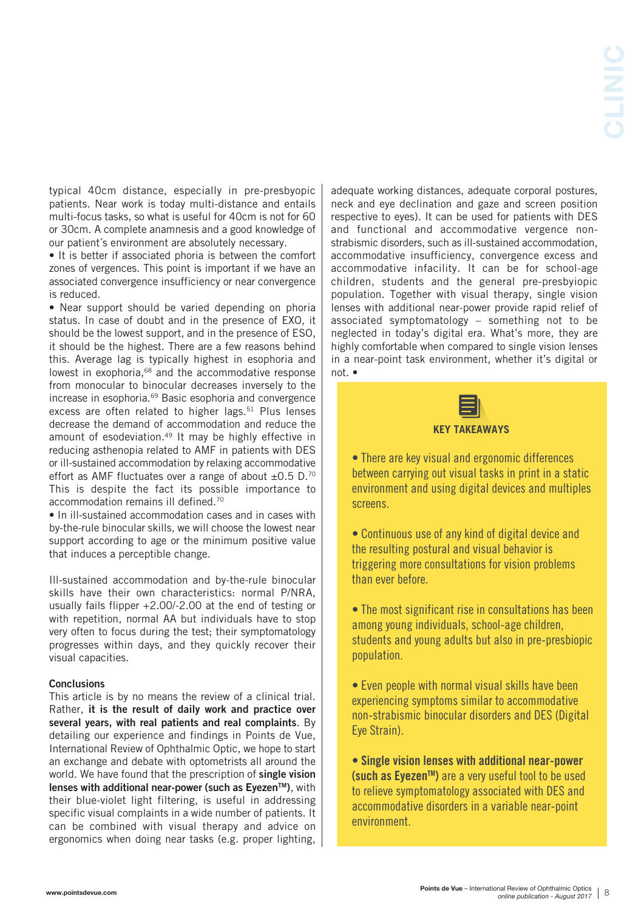typical 40cm distance, especially in pre-presbyopic patients. Near work is today multi-distance and entails multi-focus tasks, so what is useful for 40cm is not for 60 or 30cm. A complete anamnesis and a good knowledge of our patient´s environment are absolutely necessary.

- It is better if associated phoria is between the comfort zones of vergences. This point is important if we have an associated convergence insufficiency or near convergence is reduced.
- Near support should be varied depending on phoria status. In case of doubt and in the presence of EXO, it should be the lowest support, and in the presence of ESO, it should be the highest. There are a few reasons behind this. Average lag is typically highest in esophoria and lowest in exophoria,[68] and the accommodative response from monocular to binocular decreases inversely to the increase in esophoria.[69] Basic esophoria and convergence excess are often related to higher lags.[51] Plus lenses decrease the demand of accommodation and reduce the amount of esodeviation.[49] It may be highly effective in reducing asthenopia related to AMF in patients with DES or ill-sustained accommodation by relaxing accommodative effort as AMF fluctuates over a range of about ±0.5 D.[70] This is despite the fact its possible importance to accommodation remains ill defined.[70]
- In ill-sustained accommodation cases and in cases with by-the-rule binocular skills, we will choose the lowest near support according to age or the minimum positive value that induces a perceptible change.

Ill-sustained accommodation and by-the-rule binocular skills have their own characteristics: normal P/NRA, usually fails flipper +2.00/-2.00 at the end of testing or with repetition, normal AA but individuals have to stop very often to focus during the test; their symptomatology progresses within days, and they quickly recover their visual capacities.

### Conclusions

This article is by no means the review of a clinical trial. Rather, **it is the result of daily work and practice over several years, with real patients and real complaints**. By detailing our experience and findings in Points de Vue, International Review of Ophthalmic Optic, we hope to start an exchange and debate with optometrists all around the world. We have found that the prescription of **single vision lenses with additional near-power (such as Eyezen™)**, with their blue-violet light filtering, is useful in addressing specific visual complaints in a wide number of patients. It can be combined with visual therapy and advice on ergonomics when doing near tasks (e.g. proper lighting, adequate working distances, adequate corporal postures, neck and eye declination and gaze and screen position respective to eyes). It can be used for patients with DES and functional and accommodative vergence non-strabismic disorders, such as ill-sustained accommodation, accommodative insufficiency, convergence excess and accommodative infacility. It can be for school-age children, students and the general pre-presbyiopic population. Together with visual therapy, single vision lenses with additional near-power provide rapid relief of associated symptomatology – something not to be neglected in today's digital era. What's more, they are highly comfortable when compared to single vision lenses in a near-point task environment, whether it's digital or not. •

### KEY TAKEAWAYS

- There are key visual and ergonomic differences between carrying out visual tasks in print in a static environment and using digital devices and multiples screens.
- Continuous use of any kind of digital device and the resulting postural and visual behavior is triggering more consultations for vision problems than ever before.
- The most significant rise in consultations has been among young individuals, school-age children, students and young adults but also in pre-presbiopic population.
- Even people with normal visual skills have been experiencing symptoms similar to accommodative non-strabismic binocular disorders and DES (Digital Eye Strain).
- **Single vision lenses with additional near-power (such as Eyezen™)** are a very useful tool to be used to relieve symptomatology associated with DES and accommodative disorders in a variable near-point environment.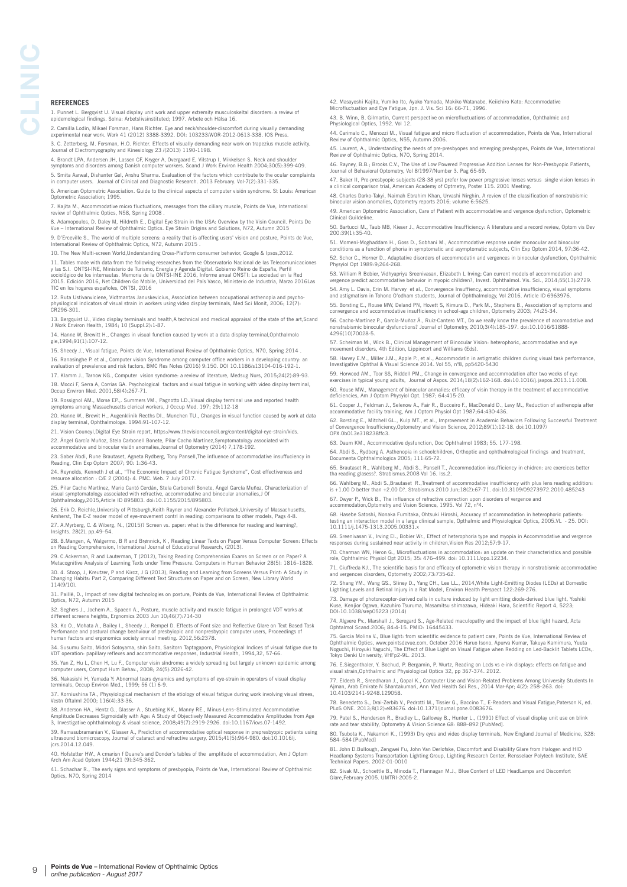## REFERENCES

1. Punnet L. Bergqvist U. Visual display unit work and upper extremity musculoskeltal disorders: a review of epidemiological findings. Solna: Arbetslivsinstituted; 1997. Arbete och Hälsa 16.

2. Camilla Lodin, Mikael Forsman, Hans Richter. Eye and neck/shoulder-discomfort during visually demanding experimental near work. Work 41 (2012) 3388-3392. DOI: 103233/WOR-2012-0613-338. IOS Press.

3. C. Zetterberg, M. Forsman, H.O. Richter. Effects of visually demanding near work on trapezius muscle activity. Journal of Electromyography and Kinesiology 23 /(2013) 1190-1198.

4. Brandt LPA, Andersen JH, Lassen CF, Kryger A, Overgaard E, Vilstrup I, Mikkelsen S. Neck and shoulder symptoms and disorders among Danish computer workers. Scand J Work Environ Health 2004;30(5):399-409.

5. Smita Aarwal, Dishanter Gel, Anshu Sharma. Evaluation of the factors which contribute to the ocular complaints in computer users. Journal of Clinical and Diagnostic Research. 2013 February. Vol-7(2):331-335.

6. American Optometric Association. Guide to the clinical aspects of computer visión syndrome. St Louis: American Optometric Association; 1995.

7. Kajita M., Accommodative micro fluctuations, messages from the ciliary muscle, Points de Vue, International review of Ophthalmic Optics, N58, Spring 2008 .

8. Adamopoulos, D. Daley M, Hildreth E., Digital Eye Strain in the USA: Overview by the Visin Council. Points De Vue – International Review of Ophthalmic Optics. Eye Strain Origins and Solutions, N72, Autumn 2015

9. D'Erceville S., The world of multiple screens: a reality that is affecting users' vision and posture, Points de Vue, International Review of Ophthalmic Optics, N72, Autumn 2015 .

10. The New Multi-screen World,Understanding Cross-Platform consumer behavior, Google & Ipsos,2012.

11. Tables made with data from the following researches from the Observatorio Nacional de las Telecomunicaciones y las S.I. ONTSI-INE, Ministerio de Turismo, Energía y Agenda Digital. Gobierno Reino de España, Perfil sociológico de los internautas. Memoria de la ONTSI-INE 2016, Informe anual ONSTI: La sociedad en la Red 2015. Edición 2016, Net Children Go Mobile, Universidad del País Vasco, Ministerio de Industria, Marzo 2016Las TIC en los hogares españoles, ONTSI, 2016

12. Ruta Ustivanviciene, Vidtmantas Januskevicius, Association between occupational asthenopia and psycho-physiological indicators of visual strain in workers using video display terminals, Med Sci Monit, 2006; 12(7): CR296-301.

13. Bergquist U., Video display terminals and health,A technical and medical appraisal of the state of the art,Scand J Work Environ Health, 1984; 10 (Suppl.2):1-87.

14. Hanne W, Brewitt H., Changes in visual function caused by work at a data display terminal,Ophthalmologie,1994;91(1):107-12.

15. Sheedy J., Visual fatigue, Points de Vue, International Review of Ophthalmic Optics, N70, Spring 2014 .

16. Ranasinghe P. et al., Computer vision Syndrome among computer office workers in a developing country: an evaluation of prevalence and risk factors, BMC Res Notes (2016) 9:150. DOI 10.1186/s13104-016-192-1.

17. Klamm J., Tarnow KG., Computer vision syndrome: a review of literature, Medsug Nurs, 2015;24(2):89-93.

18. Mocci F, Serra A, Corrias GA. Psychological factors and visual fatigue in working with video display terminal, Occup Environ Med. 2001,58(4):267-71.

19. Rossignol AM., Morse EP,. Summers VM., Pagnotto LD.,Visual display terminal use and reported health symptoms among Massachusetts clerical workers, J Occup Med. 197; 29:112-18

20. Hanne W., Brewit H., Augenklinik Recths Dl., Munchen TU., Changes in visual function caused by work at data display terminal, Ophthalmologe. 1994:91-107-12.

21. Vision Councyl,Digital Eye Strain report, https://www.thevisioncouncil.org/content/digital-eye-strain/kids.

22. Ángel García Muñoz, Stela Carbonell Bonete, Pilar Cacho Martínez,Symptomatology associated with accommodative and binocular visión anomalies,Journal of Optometry (2014) 7,178-192.

23. Saber Abdi, Rune Brautaset, Agneta Rydberg, Tony Pansell,The influence of accommodative insufficiency in Reading, Clin Exp Optom 2007; 90: 1:36-43.

24. Reynolds, Kenneth J et al., "The Economic Impact of Chronic Fatigue Syndrome", Cost effectiveness and resource allocation : C/E 2 (2004): 4. PMC. Web. 7 July 2017.

25. Pilar Cacho Martínez, Mario Cantó Cerdán, Stela Carbonell Bonete, Ángel García Muñoz, Characterization of visual symptomatology associated with refractive, accommodative and binocular anomalies,J Of Ophthalmology,2015,Article ID 895803. doi:10.1155/2015/895803.

26. Erik D. Reichle,University of Pittsburgh,Keith Rayner and Alexander Pollatsek,University of Massachusetts, Amherst, The E-Z reader model of eye-movement contrl in reading: comparisons to other models, Pags 4-8.

27. A.Myrberg, C. & Wiberg, N., (2015)? Screen vs. paper: what is the difference for reading and learning?, Insights. 28(2), pp.49–54.

28. B.Mangen, A, Walgermo, B R and Brønnick, K , Reading Linear Texts on Paper Versus Computer Screen: Effects on Reading Comprehension, International Journal of Educational Research, (2013).

29. C.Ackerman, R and Lauterman, T (2012), Taking Reading Comprehension Exams on Screen or on Paper? A Metacognitive Analysis of Learning Texts under Time Pressure. Computers in Human Behavior 28(5): 1816–1828.

30. 4. Stoop, J, Kreutzer, P and Kircz, J G (2013), Reading and Learning from Screens Versus Print: A Study in Changing Habits: Part 2, Comparing Different Text Structures on Paper and on Screen, New Library World 114(9/10).

31. Paillé, D., Impact of new digital technologies on posture, Points de Vue, International Review of Ophthalmic Optics, N72, Autumn 2015

32. Seghers J., Jochem A., Spaeen A., Posture, muscle activity and muscle fatigue in prolonged VDT works at different screens heights, Ergnomics 2003 Jun 10;46(7):714-30

33. Ko O., Mohata A., Bailey I., Sheedy J., Rempel D. Effects of Font size and Reflective Glare on Text Based Task Perfomance and postural change beahviour of presbyopic and nonpresbyopic computer users, Proceedings of human factors and ergonomics society annual meeting. 2012,56:2378.

34. Susumu Saito, Midori Sotoyama, shin Saito, Sasitorn Taptagaporn, Physiological Indices of visual fatigue due to VDT operation: papillary reflexes and accommodative responses, Industrial Health, 1994,32, 57-66.

35. Yan Z, Hu L, Chen H, Lu F., Computer visin sindrome: a widely spreading but largely unknown epidemic among computer users, Comput Hum Behav., 2008; 24(5):2026-42.

36. Nakasishi H, Yamada Y: Abnormal tears dynamics and symptoms of eye-strain in operators of visual display terminals, Occup Environ Med., 1999; 56 (1) 6-9.

37. Korniushina TA., Physyiological mechanism of the etiology of visual fatigue during work involving visual strees, Vestn Oftalml 2000; 116(4):33-36.

38. Anderson HA., Hentz G., Glasser A., Stuebing KK., Manny RE., Minus-Lens–Stimulated Accommodative Amplitude Decreases Sigmoidally with Age: A Study of Objectively Measured Accommodative Amplitudes from Age 3, Investigative ophthalmology & visual science, 2008;49(7):2919-2926. doi:10.1167/iovs.07-1492.

39. Ramasubramanian V., Glasser A., Prediction of accommodative optical response in prepresbyopic patients using ultrasound biomicroscopy, Journal of cataract and refractive surgery, 2015;41(5):964-980. doi:10.1016/j.jcrs.2014.12.049.

40. Hofstetter HW., A cmarisn f Duane's and Donder's tables of the amplitude of accommodation, Am J Optom Arch Am Acad Optom 1944;21 (9):345-362.

41. Schachar R., The early signs and symptoms of presbyopia, Points de Vue, International Review of Ophthalmic Optics, N70, Spring 2014

42. Masayoshi Kajita, Yumiko Ito, Ayako Yamada, Makiko Watanabe, Keiichiro Kato: Accommodative Microfluctuation and Eye Fatigue, Jpn. J. Vis. Sci 16: 66-71, 1996.

43. B. Winn, B. Gilmartin, Current perspective on microfluctuations of accommodation, Ophthalmic and Physiological Optics, 1992. Vol 12.

44. Carimalo C., Menozzi M., Visual fatigue and micro fluctuation of accommodation, Points de Vue, International Review of Ophthalmic Optics, N55, Autumn 2006.

45. Laurent, A., Understanding the needs of pre-presbyopes and emerging presbyopes, Points de Vue, International Review of Ophthalmic Optics, N70, Spring 2014.

46. Rayney, B.B.; Brooks C.V., The Use of Low Powered Progressive Addition Lenses for Non-Presbyopic Patients, Journal of Behavioral Optometry, Vol 8/1997/Number 3. Pag 65-69.

47. Baker H, Pre-presbyopic subjects (28-38 yrs) prefer low power progressive lenses versus single vision lenses in a clinical comparison trial, American Academy of Optmetry, Poster 115. 2001 Meeting.

48. Charles Darko-Takyi, Naimah Ebrahim Khan, Urvashi Nirghin. A review of the classification of nonstrabismic binocular vision anomalies, Optometry reports 2016; volume 6:5625.

49. American Optometric Association, Care of Patient with accommodative and vergence dysfunction, Optometric Clinical Guildeline.

50. Bartucci M., Taub MB, Kieser J., Accommodative Insufficiency: A literatura and a record review, Optom vis Dev 200:39(1):35-40.

51. Momeni-Moghaddam H., Goss D., Sobhani M., Accommodative response under monocular and binocular conditions as a function of phoria in symptomatic and asymptomatic subjects, Clin Exp Optom 2014, 97:36-42.

52. Schor C., Horner D., Adaptative disorders of accommodatin and vergences in binocular dysfunction, Ophthalmic Physiol Opt 1989:9;264-268.

53. William R Bobier, Vidhyapriya Sreenivasan, Elizabeth L Irving; Can current models of accommodation and vergence predict accommodative behavior in myopic children?, Invest. Ophthalmol. Vis. Sci., 2014;55(13):2729.

54. Amy L. Davis, Erin M. Harvey et al., Convergence Insufficency, accommodative insufficiency, visual symptoms and astigmatism in Tohono O'odham students, Journal of Ophthalmology, Vol 2016. Article ID 6963976.

55. Borsting E., Rouse MW, Deland PN, Hovett S, Kimura D., Park M., Stephens B., Association of symptoms and convergence and accommodative insufficiency in school-age children, Optometry 2003; 74:25-34.

56. Cacho-Martínez P., García-Muñoz Á., Ruiz-Cantero MT., Do we really know the prevalence of accomodative and nonstrabismic binocular dysfunctions? Journal of Optometry, 2010;3(4):185-197. doi:10.1016/S1888-4296(10)70028-5.

57. Scheiman M., Wick B., Clinical Management of Binocular Vision: heterophoric, accommodative and eye movement disorders, 4th Edition, Lippincort and Williams (Eds).

58. Harvey E.M., Miller J.M., Apple P., et al., Accommodatin in astigmatic children during visual task performance, Investigative Ophthal & Visual Science 2014. Vol 55, n°8, pp5420-5430

59. Horwood AM., Toor SS, Riddell PM., Change in convergence and accommodation after two weeks of eye exercises in typical young adults, Journal of Aapos. 2014;18(2):162-168. doi:10.1016/j.jaapos.2013.11.008.

60. Rouse MW., Management of binocular anomalies: efficacy of vision therapy in the treatment of accommodative deficiencies, Am J Optom Physyiol Opt. 1987; 64:415-20.

61. Cooper J., Feldman J., Selenow A., Fair R., Bucceiro F., MacDonald D., Levy M., Reduction of asthenopia after accommodative facility training, Am J Optom Physiol Opt 1987;64:430-436.

62. Borsting E., Mitchell GL., Kulp MT., et al., Improvement in Academic Behaviors Following Successful Treatment of Convergence Insufficiency,Optometry and Vision Science, 2012;89(1):12-18. doi:10.1097/OPX.0b013e318238ffc3.

63. Daum KM., Accommodative dysfunction, Doc Ophthalmol 1983; 55. 177-198.

64. Abdi S., Rydberg A. Asthenopia in schoolchildren, Orthoptic and ophthalmological findings and treatment, Documenta Ophthalmologica 2005; 111:65-72.

65. Brautaset R., Wahlberg M., Abdi S., Pansell T., Accommodation insufficiency in chidren: are exercices better tha reading glasess?. Strabismus.2008 Vol 16. Iss.2.

66. Wahlberg M., Abdi S.,Brautaset R.,Treatment of accommodative insufficiency with plus lens reading addition: is +1.00 D better than +2.00 D?. Strabismus 2010 Jun;18(2):67-71. doi:10.3109/09273972.2010.485243

67. Dwyer P., Wick B., The influence of refractive correction upon disorders of vergence and accommodation,Optometry and Vision Science, 1995. Vol 72, n°4.

68. Hasebe Satoshi, Nonaka Fumitaka, Ohtsuki Hiroshi, Accuracy of accommodation in heterophoric patients: testing an interaction model in a large clinical sample, Opthalmic and Physiological Optics, 2005.VL - 25. DOI: 10.1111/j.1475-1313.2005.00331.x

69. Sreenivasan V., Irving El., Bobier Wr., Effect of heterophoria type and myopia in Accommodative and vergence responses during sustained near activity in children,Vision Res 2012;57:9-17.

70. Charman WN, Heron G., Microfluctuations in accommodation: an update on their characteristics and possible role, Ophthalmic Physiol Opt 2015; 35: 476–499. doi: 10.1111/opo.12234.

71. Ciuffreda KJ., The scientific basis for and efficacy of optometric vision therapy in nonstrabismic accommodative and vergences disorders, Optometry 2002;73:735-62.

72. Shang YM., Wang GS., Sliney D., Yang CH., Lee LL., 2014,White Light-Emitting Diodes (LEDs) at Domestic Lighting Levels and Retinal Injury in a Rat Model, Environ Health Perspect 122:269-276.

73. Damage of photoreceptor-derived cells in culture induced by light emitting diode-derived blue light, Yoshiki Kuse, Kenjior Ogawa, Kazuhiro Tsuruma, Masamitsu shimazawa, Hideaki Hara, Scientific Report 4, 5223; DOI:10.1038/srep05223 (2014)

74. Algvere Pv., Marshall J., Seregard S., Age-Related maculopathy and the impact of blue light hazard, Acta Ophtalmol Scand.2006; 84:4-15. PMID: 16445433.

75. Garcia Molina V., Blue light: from scientific evidence to patient care, Points de Vue, International Review of Ophthalmic Optics, www.pointsdevue.com, October 2016 Haruo Isono, Apurva Kumar, Takuya Kamimura, Yuuta Noguchi, Hiroyuki Yaguchi, The Effect of Blue Light on Visual Fatigue when Redding on Led-Backlit Tablets LCDs,. Tokyo Denki University, VHFp2-9L. 2013.

76. E.Siegenthaler, Y. Bochud, P. Bergamin, P. Wurtz, Reading on Lcds vs e-ink displays: effects on fatigue and visual strain,Ophthalmic and Physiological Optics 32, pp 367-374. 2012.

77. Eldeeb R., Sreedharan J., Gopal K., Computer Use and Vision-Related Problems Among University Students In Ajman, Arab Emirate N Shantakumari, Ann Med Health Sci Res., 2014 Mar-Apr; 4(2): 258–263. doi: 10.4103/2141-9248.129058.

78. Benedetto S., Drai-Zerbib V., Pedrotti M., Tissier G., Baccino T., E-Readers and Visual Fatigue,Paterson K, ed. PLoS ONE. 2013;8(12):e83676. doi:10.1371/journal.pone.0083676.

79. Patel S., Henderson R., Bradley L., Galloway B., Hunter L., (1991) Effect of visual display unit use on blink rate and tear stability, Optometry & Vision Science 68: 888–892 [PubMed].

80. Tsubota K., Nakamori K., (1993) Dry eyes and video display terminals, New England Journal of Medicine, 328: 584–584 [PubMed]

81. John D.Bullough, Zengwei Fu, John Van Derlofske, Discomfort and Disability Glare from Halogen and HID Headlamp Systems Transportation Lighting Group, Lighting Research Center, Rensselaer Polytech Institute, SAE Technical Papers. 2002-01-0010

82. Sivak M., Schoettle B., Minoda T., Flannagan M.J., Blue Content of LED HeadLamps and Discomfort Glare,February 2005. UMTRI-2005-2.